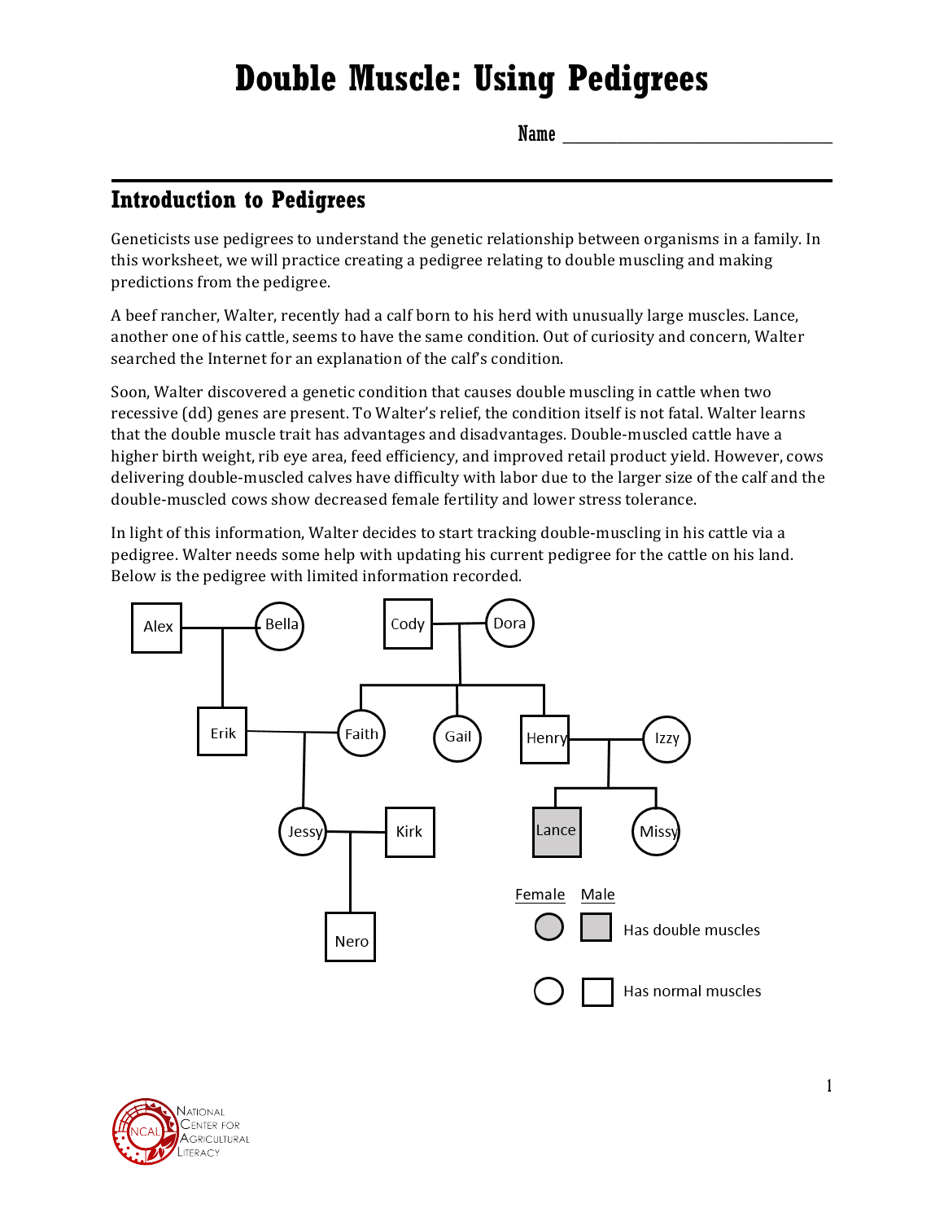# Double Muscle: Using Pedigrees

Name ___________________________

## Introduction to Pedigrees

Geneticists use pedigrees to understand the genetic relationship between organisms in a family. In this worksheet, we will practice creating a pedigree relating to double muscling and making predictions from the pedigree.

A beef rancher, Walter, recently had a calf born to his herd with unusually large muscles. Lance, another one of his cattle, seems to have the same condition. Out of curiosity and concern, Walter searched the Internet for an explanation of the calf's condition.

Soon, Walter discovered a genetic condition that causes double muscling in cattle when two recessive (dd) genes are present. To Walter's relief, the condition itself is not fatal. Walter learns that the double muscle trait has advantages and disadvantages. Double-muscled cattle have a higher birth weight, rib eye area, feed efficiency, and improved retail product yield. However, cows delivering double-muscled calves have difficulty with labor due to the larger size of the calf and the double-muscled cows show decreased female fertility and lower stress tolerance.

In light of this information, Walter decides to start tracking double-muscling in his cattle via a pedigree. Walter needs some help with updating his current pedigree for the cattle on his land. Below is the pedigree with limited information recorded.

Alex
Bella
Cody
Dora
Erik
Faith
Gail
Henry
Izzy
Jessy
Kirk
Lance
Missy
Nero

Female
Male
Has double muscles
Has normal muscles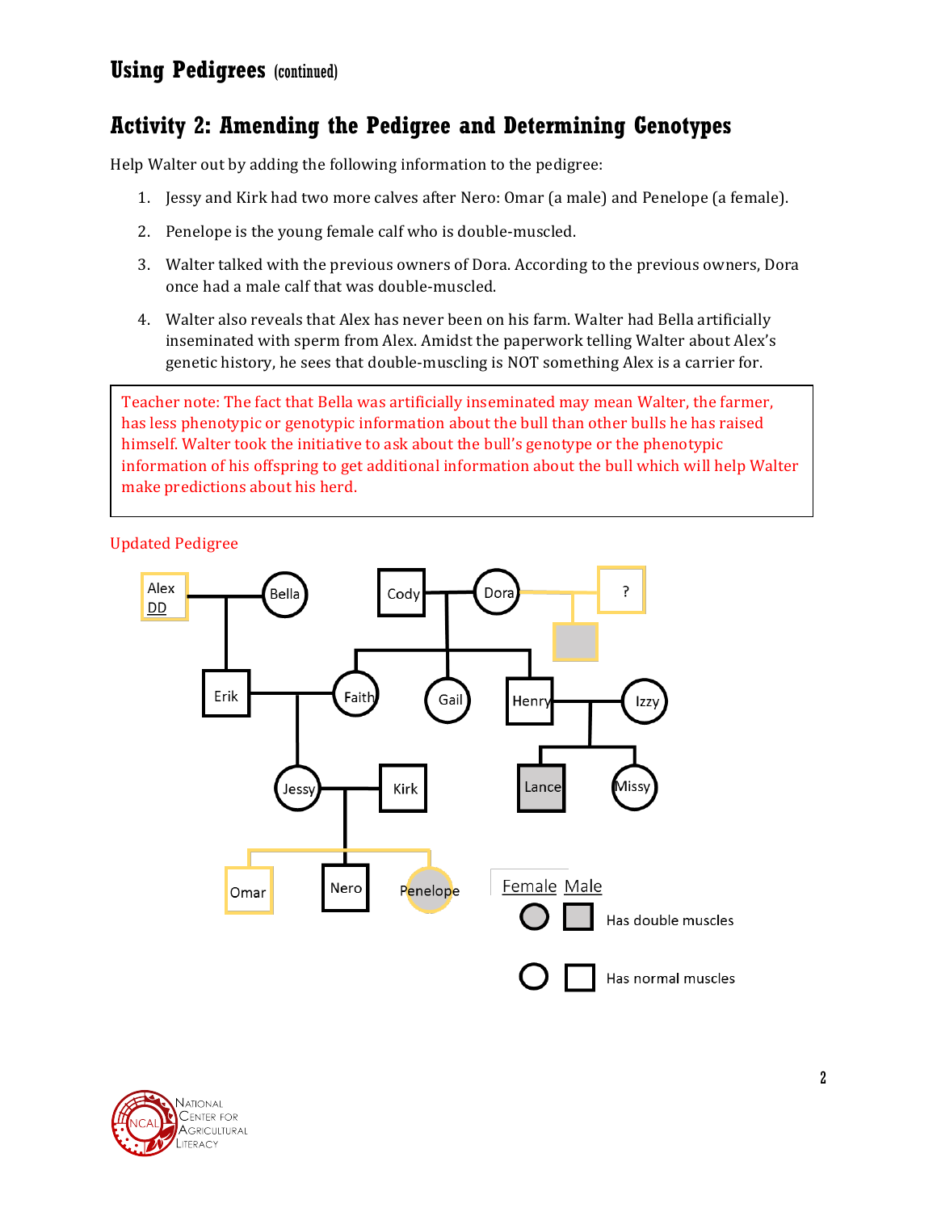## Using Pedigrees (continued)

## Activity 2: Amending the Pedigree and Determining Genotypes

Help Walter out by adding the following information to the pedigree:

1. Jessy and Kirk had two more calves after Nero: Omar (a male) and Penelope (a female).
2. Penelope is the young female calf who is double-muscled.
3. Walter talked with the previous owners of Dora. According to the previous owners, Dora once had a male calf that was double-muscled.
4. Walter also reveals that Alex has never been on his farm. Walter had Bella artificially inseminated with sperm from Alex. Amidst the paperwork telling Walter about Alex's genetic history, he sees that double-muscling is NOT something Alex is a carrier for.

Teacher note: The fact that Bella was artificially inseminated may mean Walter, the farmer, has less phenotypic or genotypic information about the bull than other bulls he has raised himself. Walter took the initiative to ask about the bull's genotype or the phenotypic information of his offspring to get additional information about the bull which will help Walter make predictions about his herd.

Updated Pedigree

Alex
DD
Bella
Cody
Dora
?
Erik
Faith
Gail
Henry
Izzy
Jessy
Kirk
Lance
Missy
Omar
Nero
Penelope

Female Male
Has double muscles
Has normal muscles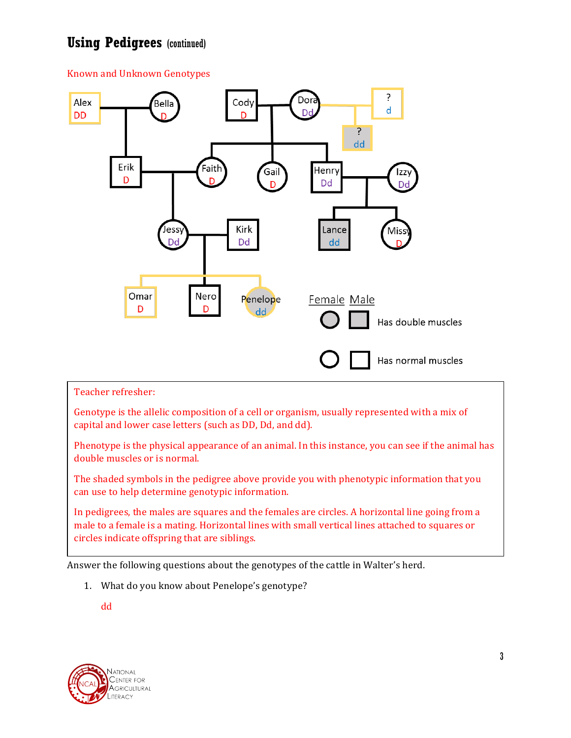## Using Pedigrees (continued)

Known and Unknown Genotypes

Alex DD
Bella D
Cody D
Dora Dd
? d
? dd
Erik D
Faith D
Gail D
Henry Dd
Izzy Dd
Jessy Dd
Kirk Dd
Lance dd
Missy D
Omar D
Nero D
Penelope dd

Female Male

Has double muscles

Has normal muscles

Teacher refresher:

Genotype is the allelic composition of a cell or organism, usually represented with a mix of capital and lower case letters (such as DD, Dd, and dd).

Phenotype is the physical appearance of an animal. In this instance, you can see if the animal has double muscles or is normal.

The shaded symbols in the pedigree above provide you with phenotypic information that you can use to help determine genotypic information.

In pedigrees, the males are squares and the females are circles. A horizontal line going from a male to a female is a mating. Horizontal lines with small vertical lines attached to squares or circles indicate offspring that are siblings.

Answer the following questions about the genotypes of the cattle in Walter's herd.

1. What do you know about Penelope's genotype?

   dd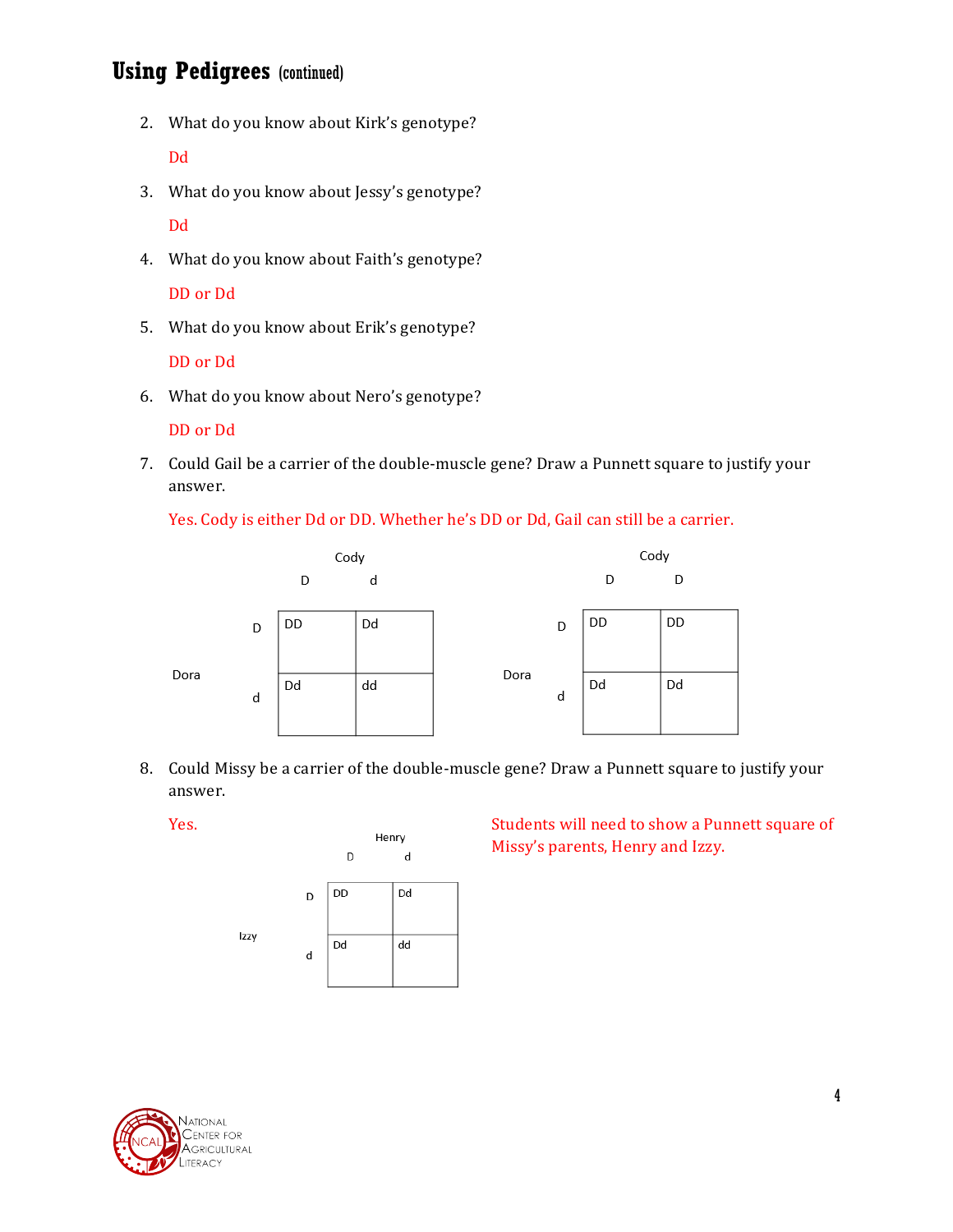## Using Pedigrees (continued)

2. What do you know about Kirk's genotype?

   Dd

3. What do you know about Jessy's genotype?

   Dd

4. What do you know about Faith's genotype?

   DD or Dd

5. What do you know about Erik's genotype?

   DD or Dd

6. What do you know about Nero's genotype?

   DD or Dd

7. Could Gail be a carrier of the double-muscle gene? Draw a Punnett square to justify your answer.

   Yes. Cody is either Dd or DD. Whether he's DD or Dd, Gail can still be a carrier.

| Dora \ Cody | D | d |
|---|---|---|
| D | DD | Dd |
| d | Dd | dd |

| Dora \ Cody | D | D |
|---|---|---|
| D | DD | DD |
| d | Dd | Dd |

8. Could Missy be a carrier of the double-muscle gene? Draw a Punnett square to justify your answer.

   Yes.

   Students will need to show a Punnett square of Missy's parents, Henry and Izzy.

| Izzy \ Henry | D | d |
|---|---|---|
| D | DD | Dd |
| d | Dd | dd |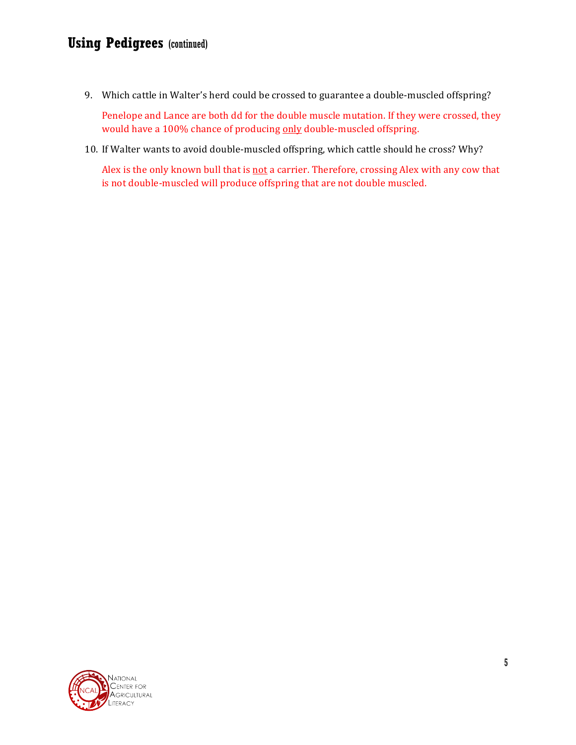## Using Pedigrees (continued)

9. Which cattle in Walter's herd could be crossed to guarantee a double-muscled offspring?

   Penelope and Lance are both dd for the double muscle mutation. If they were crossed, they would have a 100% chance of producing <u>only</u> double-muscled offspring.

10. If Walter wants to avoid double-muscled offspring, which cattle should he cross? Why?

    Alex is the only known bull that is <u>not</u> a carrier. Therefore, crossing Alex with any cow that is not double-muscled will produce offspring that are not double muscled.